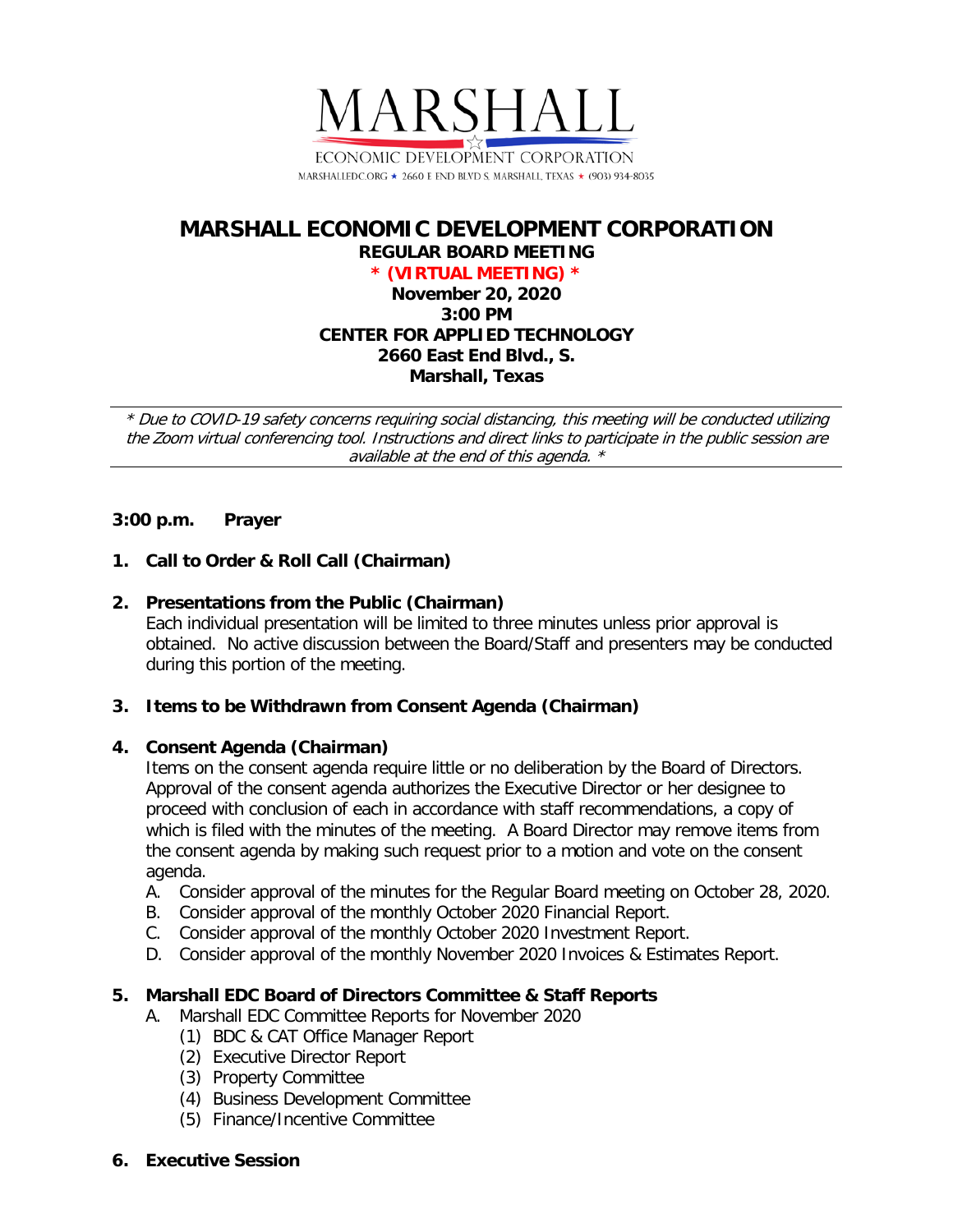MARSHALL

ECONOMIC DEVELOPMENT CORPORATION

MARSHALLEDC.ORG ★ 2660 E END BLVD S. MARSHALL, TEXAS ★ (903) 934-8035

# MARSHALL ECONOMIC DEVELOPMENT CORPORATION

**REGULAR BOARD MEETING**

**\* (VIRTUAL MEETING) \***

**November 20, 2020**

**3:00 PM**

**CENTER FOR APPLIED TECHNOLOGY**

**2660 East End Blvd., S.**

**Marshall, Texas**

---

*\* Due to COVID-19 safety concerns requiring social distancing, this meeting will be conducted utilizing the Zoom virtual conferencing tool. Instructions and direct links to participate in the public session are available at the end of this agenda. \**

---

**3:00 p.m. Prayer**

**1. Call to Order & Roll Call (Chairman)**

**2. Presentations from the Public (Chairman)**

Each individual presentation will be limited to three minutes unless prior approval is obtained. No active discussion between the Board/Staff and presenters may be conducted during this portion of the meeting.

**3. Items to be Withdrawn from Consent Agenda (Chairman)**

**4. Consent Agenda (Chairman)**

Items on the consent agenda require little or no deliberation by the Board of Directors. Approval of the consent agenda authorizes the Executive Director or her designee to proceed with conclusion of each in accordance with staff recommendations, a copy of which is filed with the minutes of the meeting. A Board Director may remove items from the consent agenda by making such request prior to a motion and vote on the consent agenda.

A. Consider approval of the minutes for the Regular Board meeting on October 28, 2020.
B. Consider approval of the monthly October 2020 Financial Report.
C. Consider approval of the monthly October 2020 Investment Report.
D. Consider approval of the monthly November 2020 Invoices & Estimates Report.

**5. Marshall EDC Board of Directors Committee & Staff Reports**

A. Marshall EDC Committee Reports for November 2020
   (1) BDC & CAT Office Manager Report
   (2) Executive Director Report
   (3) Property Committee
   (4) Business Development Committee
   (5) Finance/Incentive Committee

**6. Executive Session**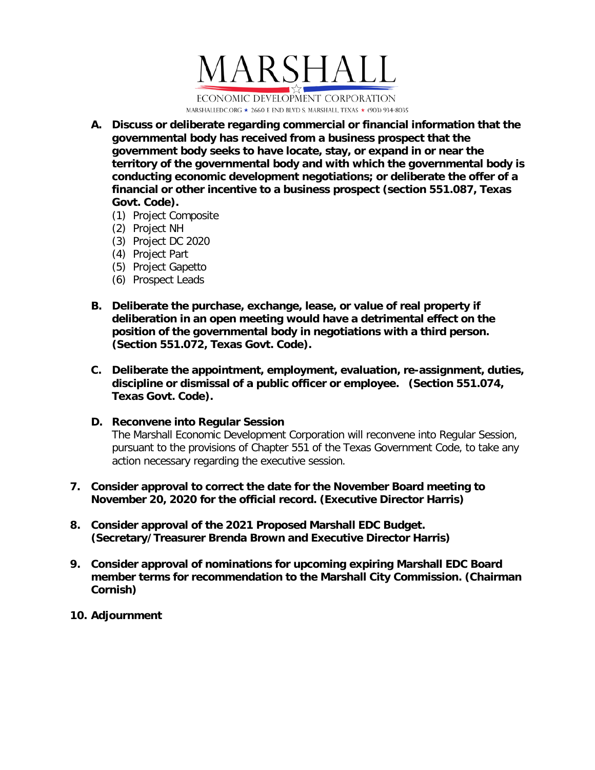# MARSHALL

ECONOMIC DEVELOPMENT CORPORATION

MARSHALLEDC.ORG ★ 2660 E END BLVD S. MARSHALL, TEXAS ★ (903) 934-8035

**A. Discuss or deliberate regarding commercial or financial information that the governmental body has received from a business prospect that the government body seeks to have locate, stay, or expand in or near the territory of the governmental body and with which the governmental body is conducting economic development negotiations; or deliberate the offer of a financial or other incentive to a business prospect (section 551.087, Texas Govt. Code).**

(1) Project Composite
(2) Project NH
(3) Project DC 2020
(4) Project Part
(5) Project Gapetto
(6) Prospect Leads

**B. Deliberate the purchase, exchange, lease, or value of real property if deliberation in an open meeting would have a detrimental effect on the position of the governmental body in negotiations with a third person. (Section 551.072, Texas Govt. Code).**

**C. Deliberate the appointment, employment, evaluation, re-assignment, duties, discipline or dismissal of a public officer or employee. (Section 551.074, Texas Govt. Code).**

**D. Reconvene into Regular Session**

The Marshall Economic Development Corporation will reconvene into Regular Session, pursuant to the provisions of Chapter 551 of the Texas Government Code, to take any action necessary regarding the executive session.

**7. Consider approval to correct the date for the November Board meeting to November 20, 2020 for the official record. (Executive Director Harris)**

**8. Consider approval of the 2021 Proposed Marshall EDC Budget. (Secretary/Treasurer Brenda Brown and Executive Director Harris)**

**9. Consider approval of nominations for upcoming expiring Marshall EDC Board member terms for recommendation to the Marshall City Commission. (Chairman Cornish)**

**10. Adjournment**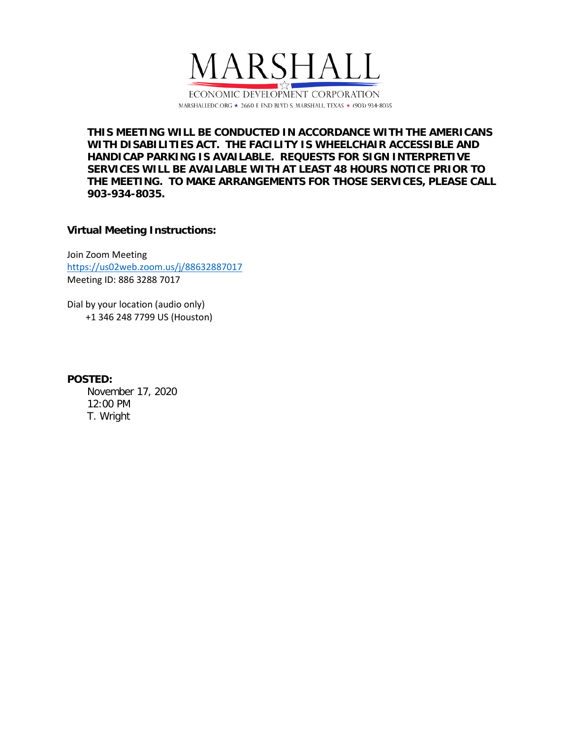MARSHALL

ECONOMIC DEVELOPMENT CORPORATION

MARSHALLEDC.ORG ★ 2660 E END BLVD S. MARSHALL, TEXAS ★ (903) 934-8035

**THIS MEETING WILL BE CONDUCTED IN ACCORDANCE WITH THE AMERICANS WITH DISABILITIES ACT. THE FACILITY IS WHEELCHAIR ACCESSIBLE AND HANDICAP PARKING IS AVAILABLE. REQUESTS FOR SIGN INTERPRETIVE SERVICES WILL BE AVAILABLE WITH AT LEAST 48 HOURS NOTICE PRIOR TO THE MEETING. TO MAKE ARRANGEMENTS FOR THOSE SERVICES, PLEASE CALL 903-934-8035.**

**Virtual Meeting Instructions:**

Join Zoom Meeting
https://us02web.zoom.us/j/88632887017
Meeting ID: 886 3288 7017

Dial by your location (audio only)
+1 346 248 7799 US (Houston)

**POSTED:**

November 17, 2020
12:00 PM
T. Wright